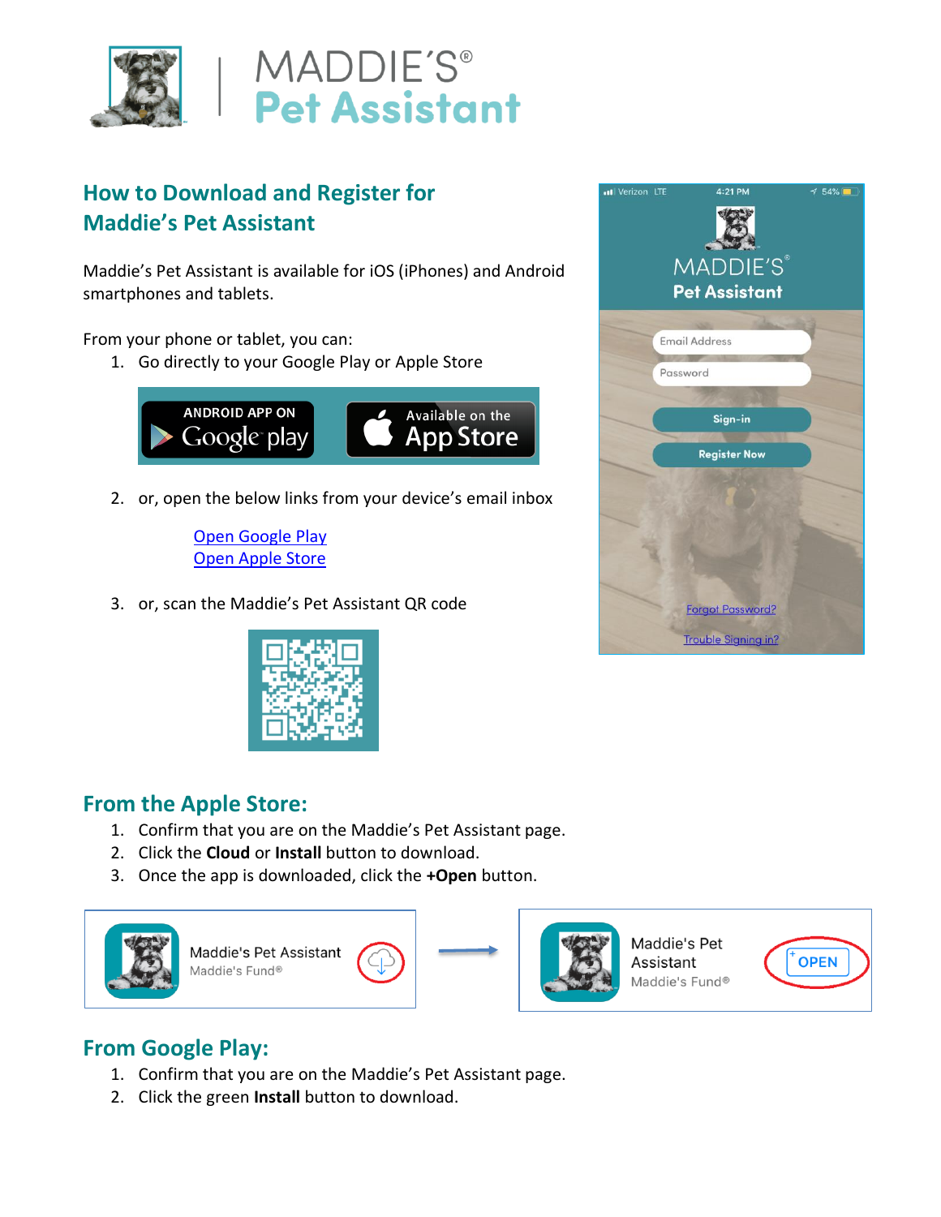# MADDIE'S® Pet Assistant

## How to Download and Register for Maddie's Pet Assistant

Maddie's Pet Assistant is available for iOS (iPhones) and Android smartphones and tablets.

From your phone or tablet, you can:

1. Go directly to your Google Play or Apple Store

   ANDROID APP ON Google play | Available on the App Store

2. or, open the below links from your device's email inbox

   [Open Google Play]()
   [Open Apple Store]()

3. or, scan the Maddie's Pet Assistant QR code

## From the Apple Store:

1. Confirm that you are on the Maddie's Pet Assistant page.
2. Click the **Cloud** or **Install** button to download.
3. Once the app is downloaded, click the **+Open** button.

## From Google Play:

1. Confirm that you are on the Maddie's Pet Assistant page.
2. Click the green **Install** button to download.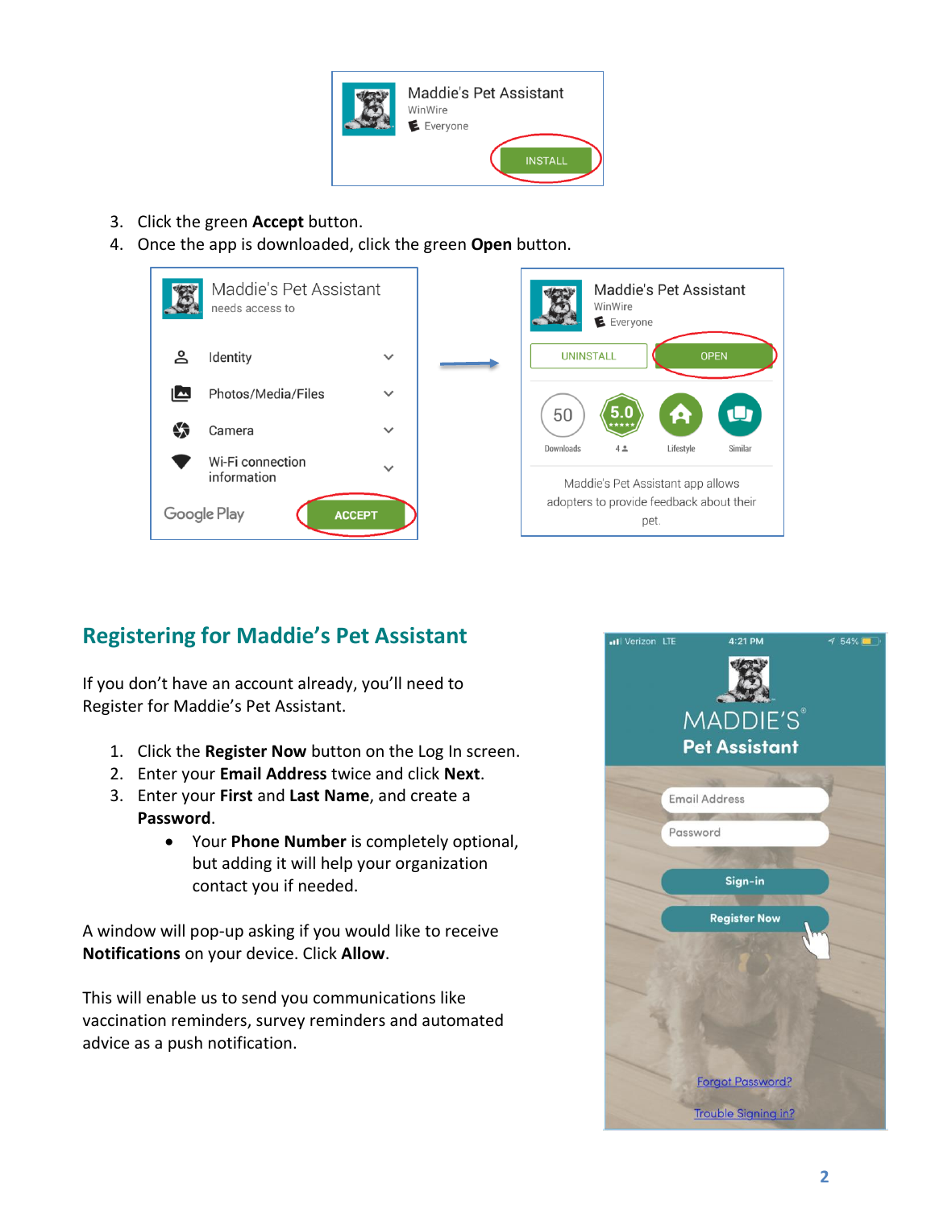3. Click the green **Accept** button.
4. Once the app is downloaded, click the green **Open** button.

## Registering for Maddie's Pet Assistant

If you don't have an account already, you'll need to Register for Maddie's Pet Assistant.

1. Click the **Register Now** button on the Log In screen.
2. Enter your **Email Address** twice and click **Next**.
3. Enter your **First** and **Last Name**, and create a **Password**.
    - Your **Phone Number** is completely optional, but adding it will help your organization contact you if needed.

A window will pop-up asking if you would like to receive **Notifications** on your device. Click **Allow**.

This will enable us to send you communications like vaccination reminders, survey reminders and automated advice as a push notification.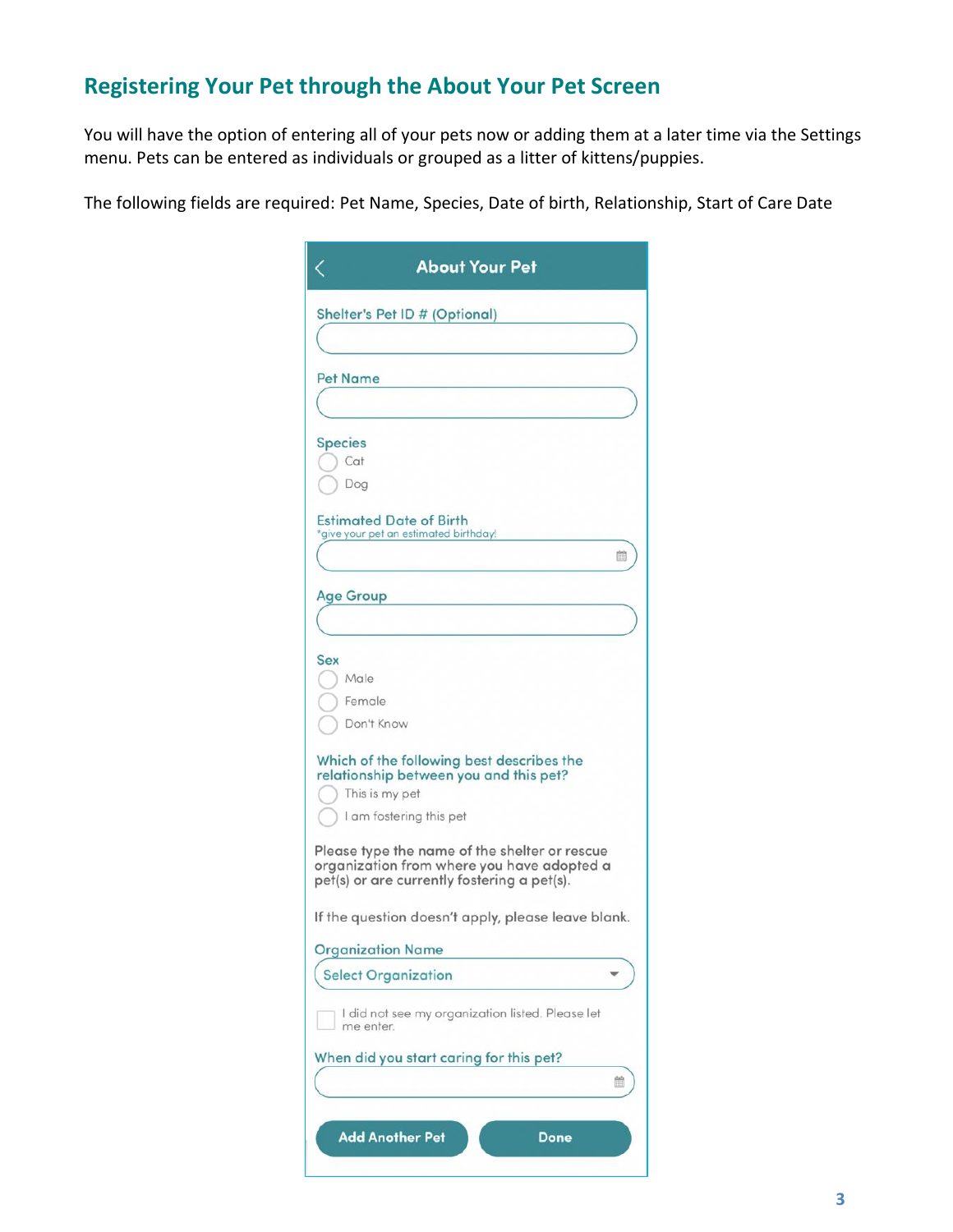## Registering Your Pet through the About Your Pet Screen

You will have the option of entering all of your pets now or adding them at a later time via the Settings menu. Pets can be entered as individuals or grouped as a litter of kittens/puppies.

The following fields are required: Pet Name, Species, Date of birth, Relationship, Start of Care Date

**About Your Pet**

Shelter's Pet ID # (Optional)

Pet Name

Species
- Cat
- Dog

Estimated Date of Birth
*give your pet an estimated birthday!

Age Group

Sex
- Male
- Female
- Don't Know

Which of the following best describes the relationship between you and this pet?
- This is my pet
- I am fostering this pet

Please type the name of the shelter or rescue organization from where you have adopted a pet(s) or are currently fostering a pet(s).

If the question doesn't apply, please leave blank.

Organization Name
Select Organization

- [ ] I did not see my organization listed. Please let me enter.

When did you start caring for this pet?

Add Another Pet | Done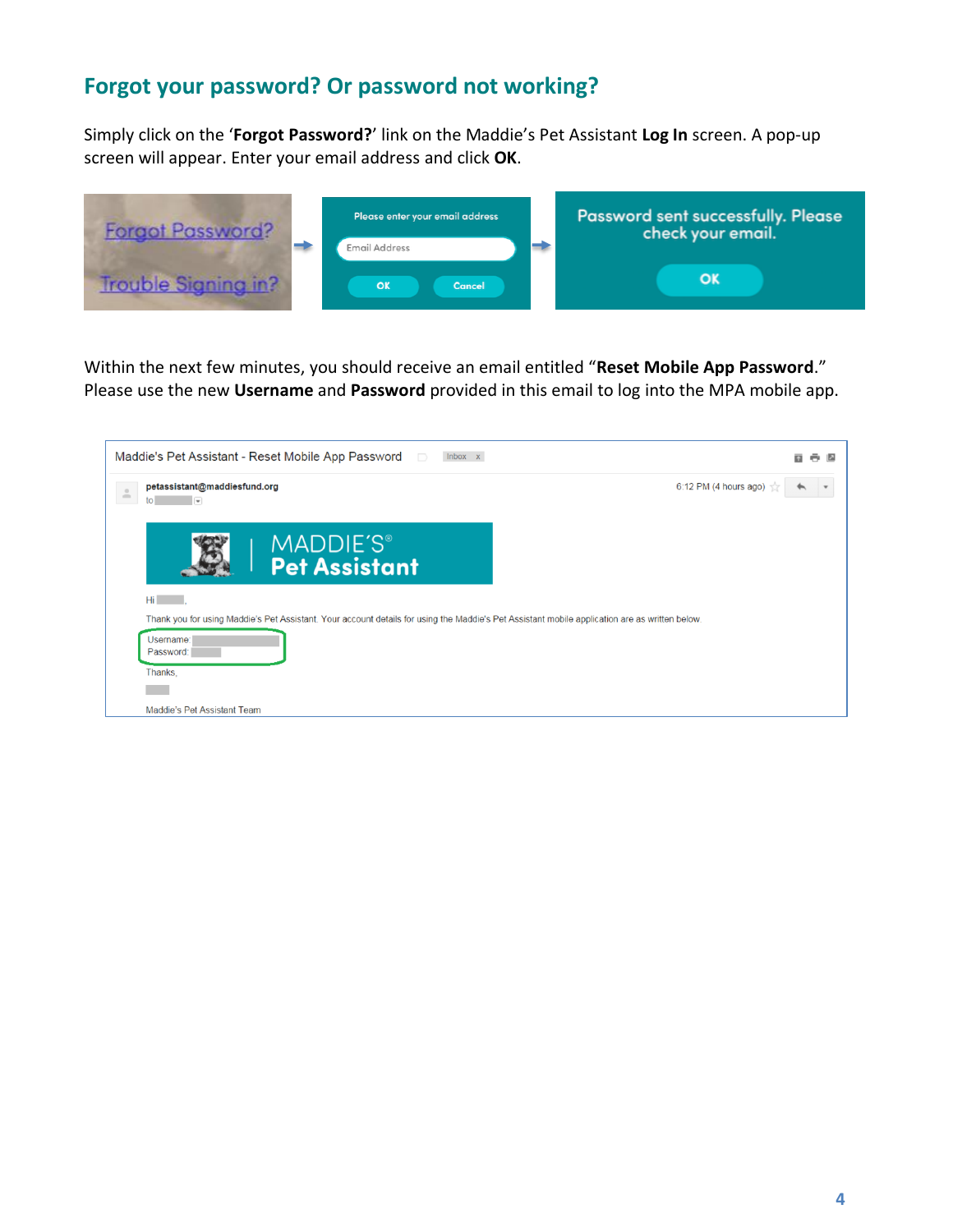## Forgot your password? Or password not working?

Simply click on the '**Forgot Password?**' link on the Maddie's Pet Assistant **Log In** screen. A pop-up screen will appear. Enter your email address and click **OK**.

Forgot Password?

Trouble Signing in?

Please enter your email address

Email Address

OK

Cancel

Password sent successfully. Please check your email.

OK

Within the next few minutes, you should receive an email entitled "**Reset Mobile App Password**." Please use the new **Username** and **Password** provided in this email to log into the MPA mobile app.

Maddie's Pet Assistant - Reset Mobile App Password

Inbox x

petassistant@maddiesfund.org

to

6:12 PM (4 hours ago)

MADDIE'S®
Pet Assistant

Hi ,

Thank you for using Maddie's Pet Assistant. Your account details for using the Maddie's Pet Assistant mobile application are as written below.

Username:
Password:

Thanks,

Maddie's Pet Assistant Team